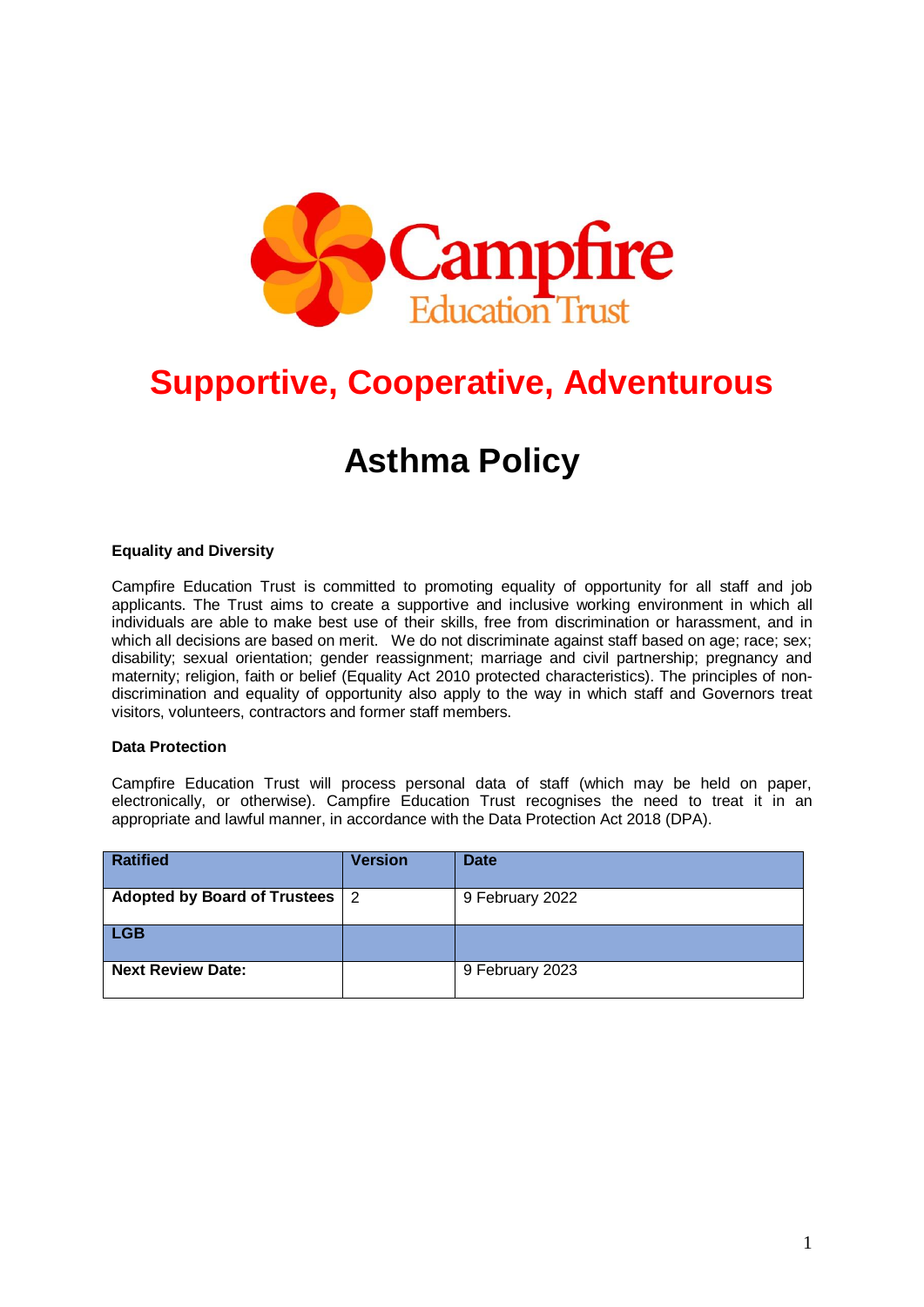Campfire Education Trust

## Supportive, Cooperative, Adventurous

# Asthma Policy

**Equality and Diversity**

Campfire Education Trust is committed to promoting equality of opportunity for all staff and job applicants. The Trust aims to create a supportive and inclusive working environment in which all individuals are able to make best use of their skills, free from discrimination or harassment, and in which all decisions are based on merit. We do not discriminate against staff based on age; race; sex; disability; sexual orientation; gender reassignment; marriage and civil partnership; pregnancy and maternity; religion, faith or belief (Equality Act 2010 protected characteristics). The principles of non-discrimination and equality of opportunity also apply to the way in which staff and Governors treat visitors, volunteers, contractors and former staff members.

**Data Protection**

Campfire Education Trust will process personal data of staff (which may be held on paper, electronically, or otherwise). Campfire Education Trust recognises the need to treat it in an appropriate and lawful manner, in accordance with the Data Protection Act 2018 (DPA).

| **Ratified** | **Version** | **Date** |
| --- | --- | --- |
| **Adopted by Board of Trustees** | 2 | 9 February 2022 |
| **LGB** | | |
| **Next Review Date:** | | 9 February 2023 |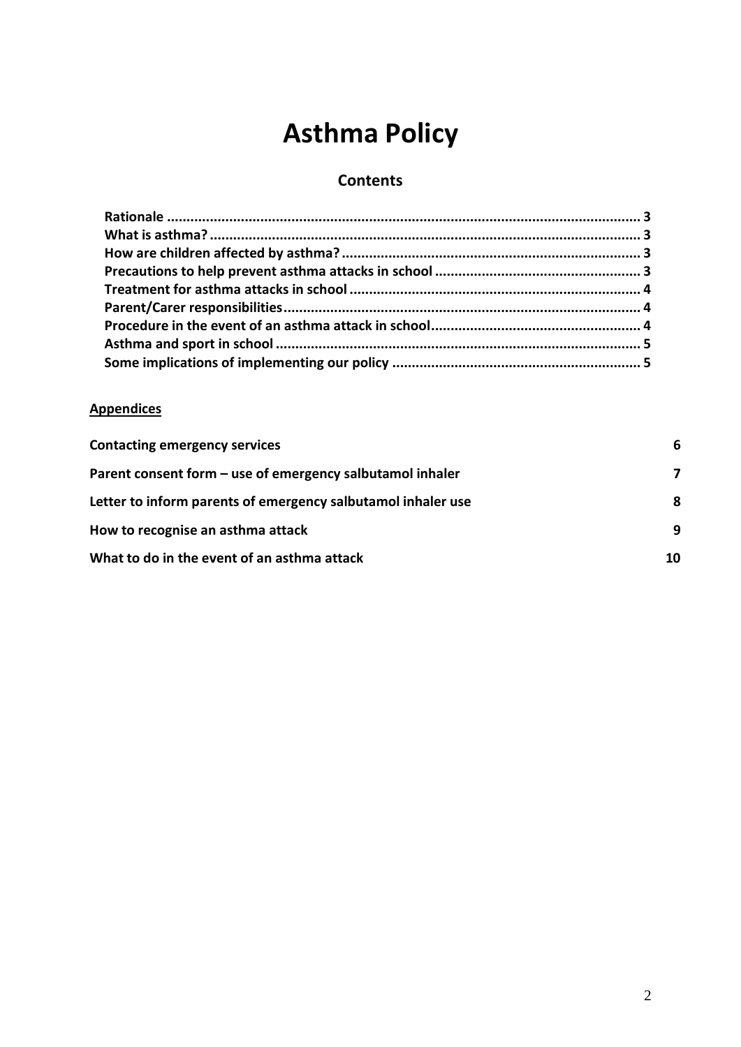# Asthma Policy

## Contents

**Rationale** ........................................................................................................................ **3**
**What is asthma?** ............................................................................................................. **3**
**How are children affected by asthma?** ............................................................................ **3**
**Precautions to help prevent asthma attacks in school** .................................................... **3**
**Treatment for asthma attacks in school** .......................................................................... **4**
**Parent/Carer responsibilities** ........................................................................................... **4**
**Procedure in the event of an asthma attack in school** ..................................................... **4**
**Asthma and sport in school** ............................................................................................ **5**
**Some implications of implementing our policy** ............................................................... **5**

**Appendices**

| | |
|---|---|
| **Contacting emergency services** | **6** |
| **Parent consent form – use of emergency salbutamol inhaler** | **7** |
| **Letter to inform parents of emergency salbutamol inhaler use** | **8** |
| **How to recognise an asthma attack** | **9** |
| **What to do in the event of an asthma attack** | **10** |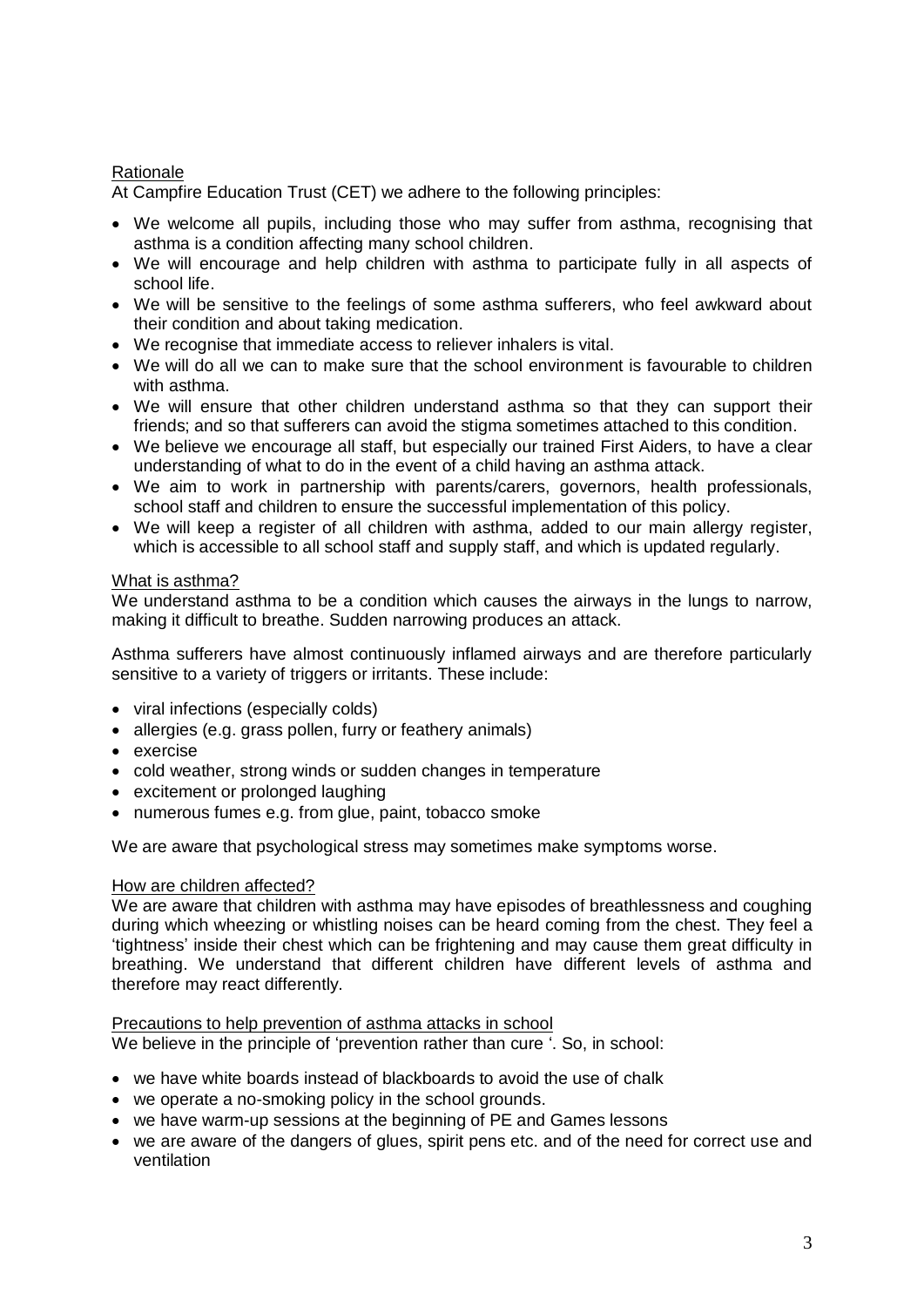## Rationale

At Campfire Education Trust (CET) we adhere to the following principles:

- We welcome all pupils, including those who may suffer from asthma, recognising that asthma is a condition affecting many school children.
- We will encourage and help children with asthma to participate fully in all aspects of school life.
- We will be sensitive to the feelings of some asthma sufferers, who feel awkward about their condition and about taking medication.
- We recognise that immediate access to reliever inhalers is vital.
- We will do all we can to make sure that the school environment is favourable to children with asthma.
- We will ensure that other children understand asthma so that they can support their friends; and so that sufferers can avoid the stigma sometimes attached to this condition.
- We believe we encourage all staff, but especially our trained First Aiders, to have a clear understanding of what to do in the event of a child having an asthma attack.
- We aim to work in partnership with parents/carers, governors, health professionals, school staff and children to ensure the successful implementation of this policy.
- We will keep a register of all children with asthma, added to our main allergy register, which is accessible to all school staff and supply staff, and which is updated regularly.

## What is asthma?

We understand asthma to be a condition which causes the airways in the lungs to narrow, making it difficult to breathe. Sudden narrowing produces an attack.

Asthma sufferers have almost continuously inflamed airways and are therefore particularly sensitive to a variety of triggers or irritants. These include:

- viral infections (especially colds)
- allergies (e.g. grass pollen, furry or feathery animals)
- exercise
- cold weather, strong winds or sudden changes in temperature
- excitement or prolonged laughing
- numerous fumes e.g. from glue, paint, tobacco smoke

We are aware that psychological stress may sometimes make symptoms worse.

## How are children affected?

We are aware that children with asthma may have episodes of breathlessness and coughing during which wheezing or whistling noises can be heard coming from the chest. They feel a 'tightness' inside their chest which can be frightening and may cause them great difficulty in breathing. We understand that different children have different levels of asthma and therefore may react differently.

## Precautions to help prevention of asthma attacks in school

We believe in the principle of 'prevention rather than cure '. So, in school:

- we have white boards instead of blackboards to avoid the use of chalk
- we operate a no-smoking policy in the school grounds.
- we have warm-up sessions at the beginning of PE and Games lessons
- we are aware of the dangers of glues, spirit pens etc. and of the need for correct use and ventilation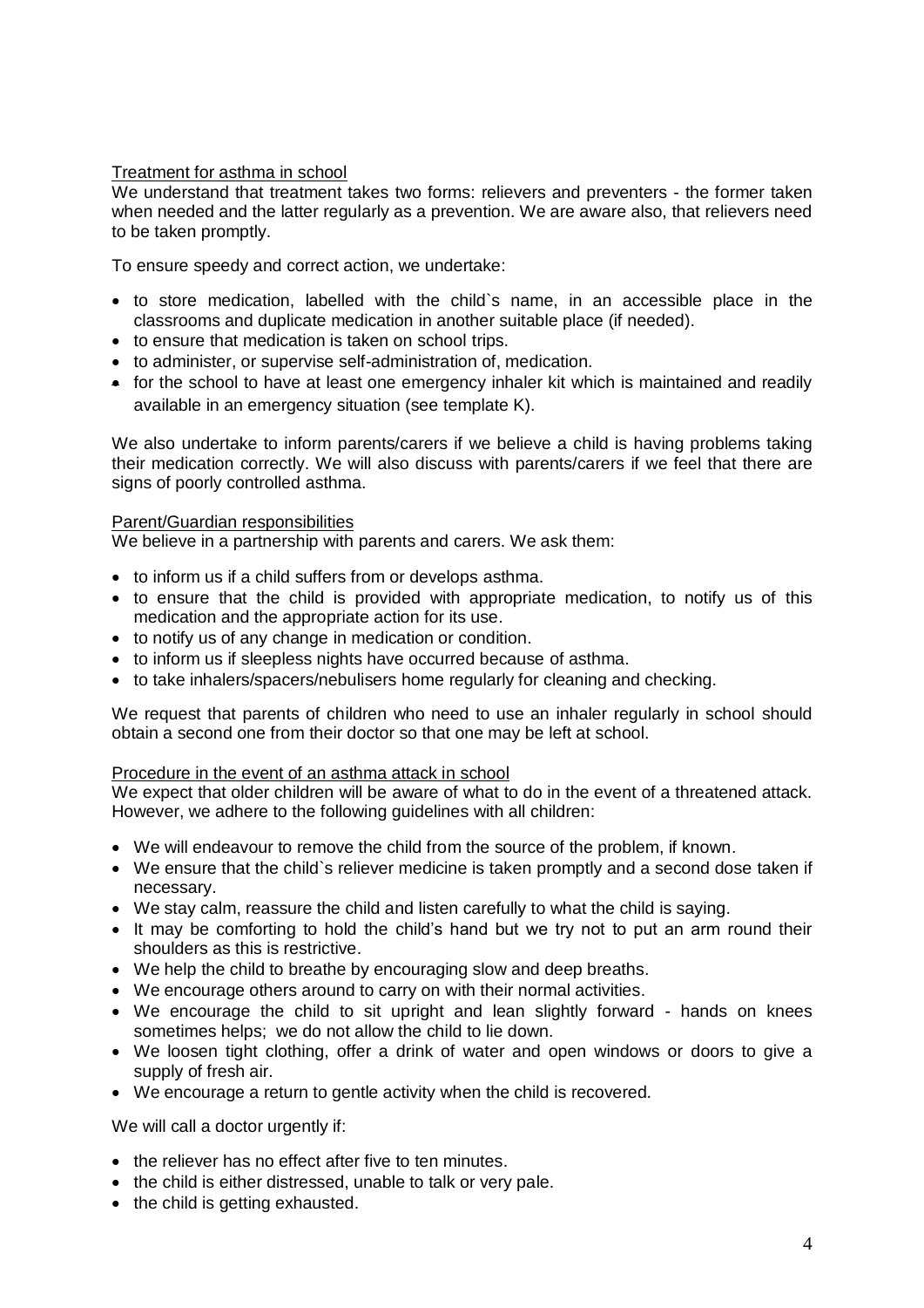## Treatment for asthma in school

We understand that treatment takes two forms: relievers and preventers - the former taken when needed and the latter regularly as a prevention. We are aware also, that relievers need to be taken promptly.

To ensure speedy and correct action, we undertake:

- to store medication, labelled with the child`s name, in an accessible place in the classrooms and duplicate medication in another suitable place (if needed).
- to ensure that medication is taken on school trips.
- to administer, or supervise self-administration of, medication.
- for the school to have at least one emergency inhaler kit which is maintained and readily available in an emergency situation (see template K).

We also undertake to inform parents/carers if we believe a child is having problems taking their medication correctly. We will also discuss with parents/carers if we feel that there are signs of poorly controlled asthma.

## Parent/Guardian responsibilities

We believe in a partnership with parents and carers. We ask them:

- to inform us if a child suffers from or develops asthma.
- to ensure that the child is provided with appropriate medication, to notify us of this medication and the appropriate action for its use.
- to notify us of any change in medication or condition.
- to inform us if sleepless nights have occurred because of asthma.
- to take inhalers/spacers/nebulisers home regularly for cleaning and checking.

We request that parents of children who need to use an inhaler regularly in school should obtain a second one from their doctor so that one may be left at school.

## Procedure in the event of an asthma attack in school

We expect that older children will be aware of what to do in the event of a threatened attack. However, we adhere to the following guidelines with all children:

- We will endeavour to remove the child from the source of the problem, if known.
- We ensure that the child`s reliever medicine is taken promptly and a second dose taken if necessary.
- We stay calm, reassure the child and listen carefully to what the child is saying.
- It may be comforting to hold the child's hand but we try not to put an arm round their shoulders as this is restrictive.
- We help the child to breathe by encouraging slow and deep breaths.
- We encourage others around to carry on with their normal activities.
- We encourage the child to sit upright and lean slightly forward - hands on knees sometimes helps; we do not allow the child to lie down.
- We loosen tight clothing, offer a drink of water and open windows or doors to give a supply of fresh air.
- We encourage a return to gentle activity when the child is recovered.

We will call a doctor urgently if:

- the reliever has no effect after five to ten minutes.
- the child is either distressed, unable to talk or very pale.
- the child is getting exhausted.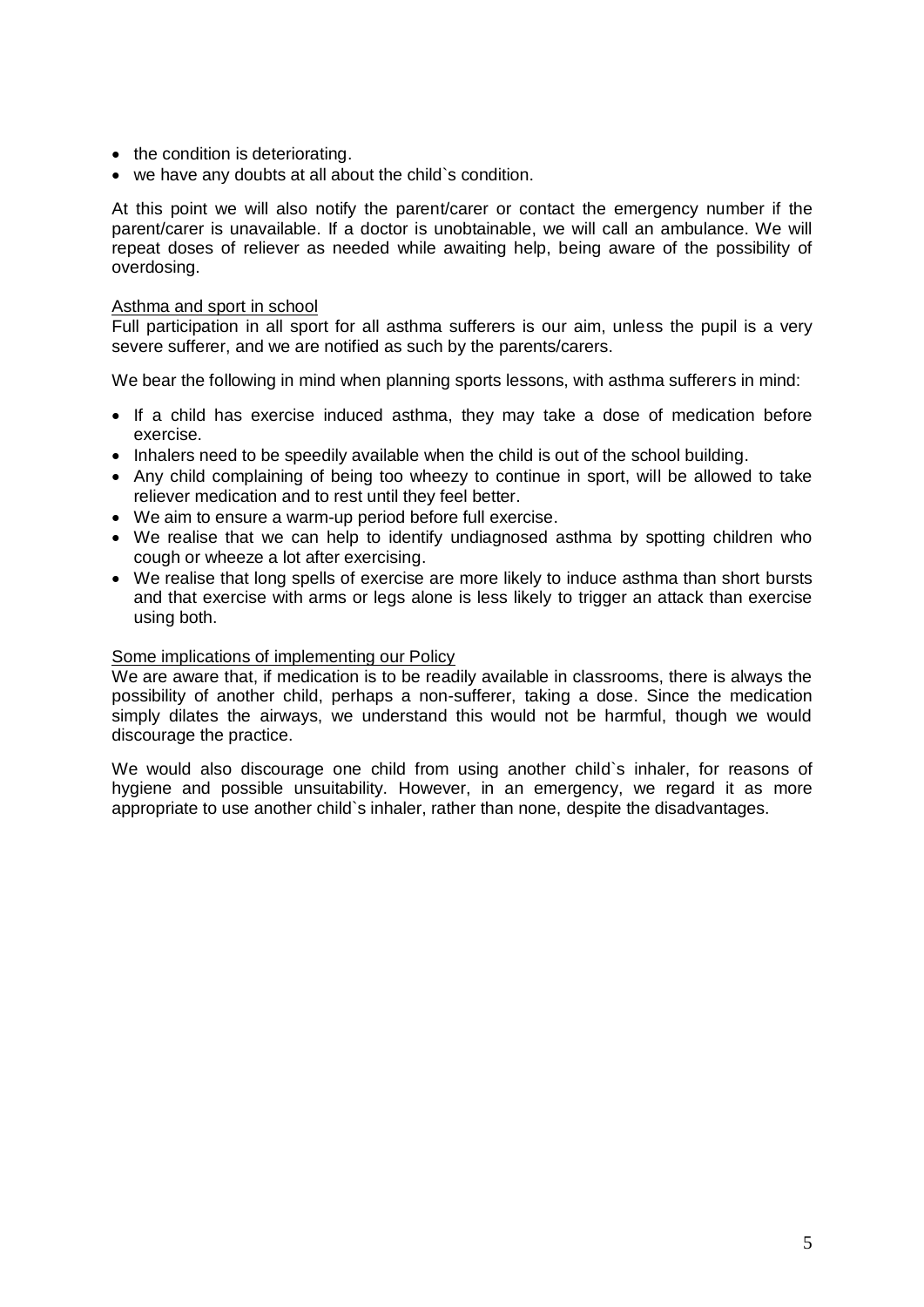- the condition is deteriorating.
- we have any doubts at all about the child`s condition.

At this point we will also notify the parent/carer or contact the emergency number if the parent/carer is unavailable. If a doctor is unobtainable, we will call an ambulance. We will repeat doses of reliever as needed while awaiting help, being aware of the possibility of overdosing.

<u>Asthma and sport in school</u>

Full participation in all sport for all asthma sufferers is our aim, unless the pupil is a very severe sufferer, and we are notified as such by the parents/carers.

We bear the following in mind when planning sports lessons, with asthma sufferers in mind:

- If a child has exercise induced asthma, they may take a dose of medication before exercise.
- Inhalers need to be speedily available when the child is out of the school building.
- Any child complaining of being too wheezy to continue in sport, will be allowed to take reliever medication and to rest until they feel better.
- We aim to ensure a warm-up period before full exercise.
- We realise that we can help to identify undiagnosed asthma by spotting children who cough or wheeze a lot after exercising.
- We realise that long spells of exercise are more likely to induce asthma than short bursts and that exercise with arms or legs alone is less likely to trigger an attack than exercise using both.

<u>Some implications of implementing our Policy</u>

We are aware that, if medication is to be readily available in classrooms, there is always the possibility of another child, perhaps a non-sufferer, taking a dose. Since the medication simply dilates the airways, we understand this would not be harmful, though we would discourage the practice.

We would also discourage one child from using another child`s inhaler, for reasons of hygiene and possible unsuitability. However, in an emergency, we regard it as more appropriate to use another child`s inhaler, rather than none, despite the disadvantages.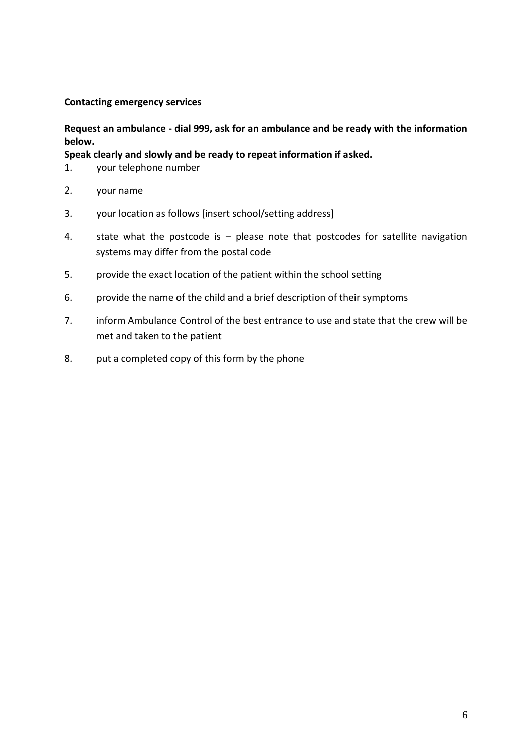**Contacting emergency services**

**Request an ambulance - dial 999, ask for an ambulance and be ready with the information below.**

**Speak clearly and slowly and be ready to repeat information if asked.**

1. your telephone number
2. your name
3. your location as follows [insert school/setting address]
4. state what the postcode is – please note that postcodes for satellite navigation systems may differ from the postal code
5. provide the exact location of the patient within the school setting
6. provide the name of the child and a brief description of their symptoms
7. inform Ambulance Control of the best entrance to use and state that the crew will be met and taken to the patient
8. put a completed copy of this form by the phone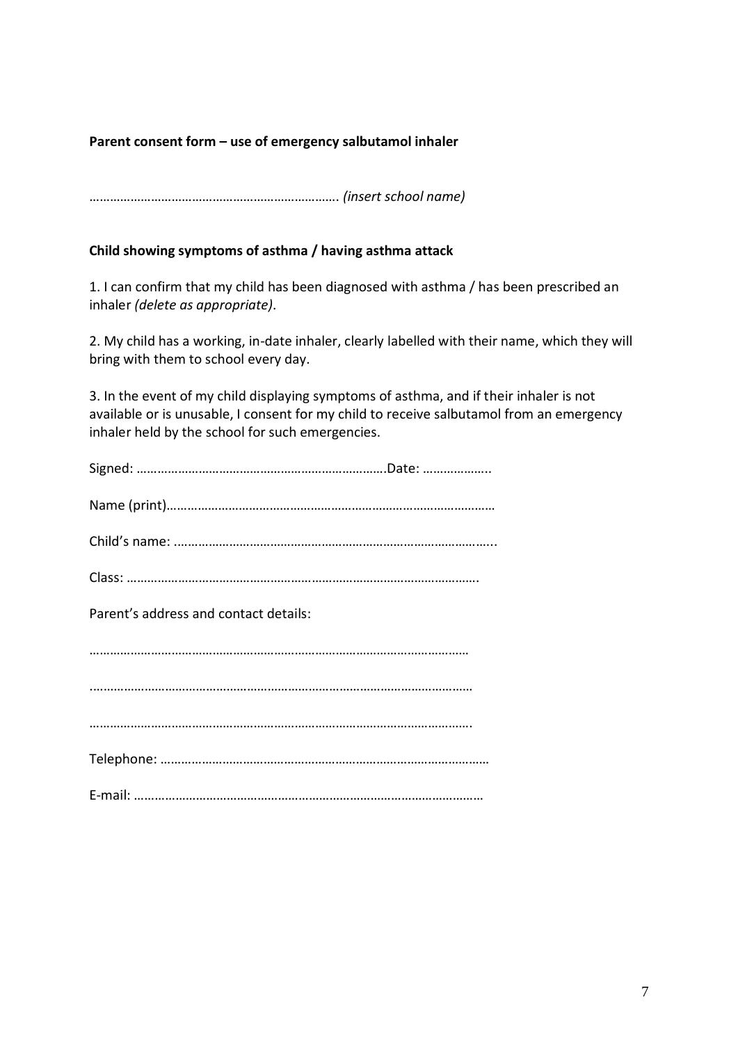**Parent consent form – use of emergency salbutamol inhaler**

……………………………………………………………. *(insert school name)*

**Child showing symptoms of asthma / having asthma attack**

1. I can confirm that my child has been diagnosed with asthma / has been prescribed an inhaler *(delete as appropriate)*.

2. My child has a working, in-date inhaler, clearly labelled with their name, which they will bring with them to school every day.

3. In the event of my child displaying symptoms of asthma, and if their inhaler is not available or is unusable, I consent for my child to receive salbutamol from an emergency inhaler held by the school for such emergencies.

Signed: ……………………………………………………………….Date: ………………..

Name (print)……………………………………………………………………………………

Child's name: ………………………………………………………………………………..

Class: ………………………………………………………………………………………….

Parent's address and contact details:

…………………………………………………………………………………………………

…………………………………………………………………………………………………

………………………………………………………………………………………………….

Telephone: ……………………………………………………………………………………

E-mail: …………………………………………………………………………………………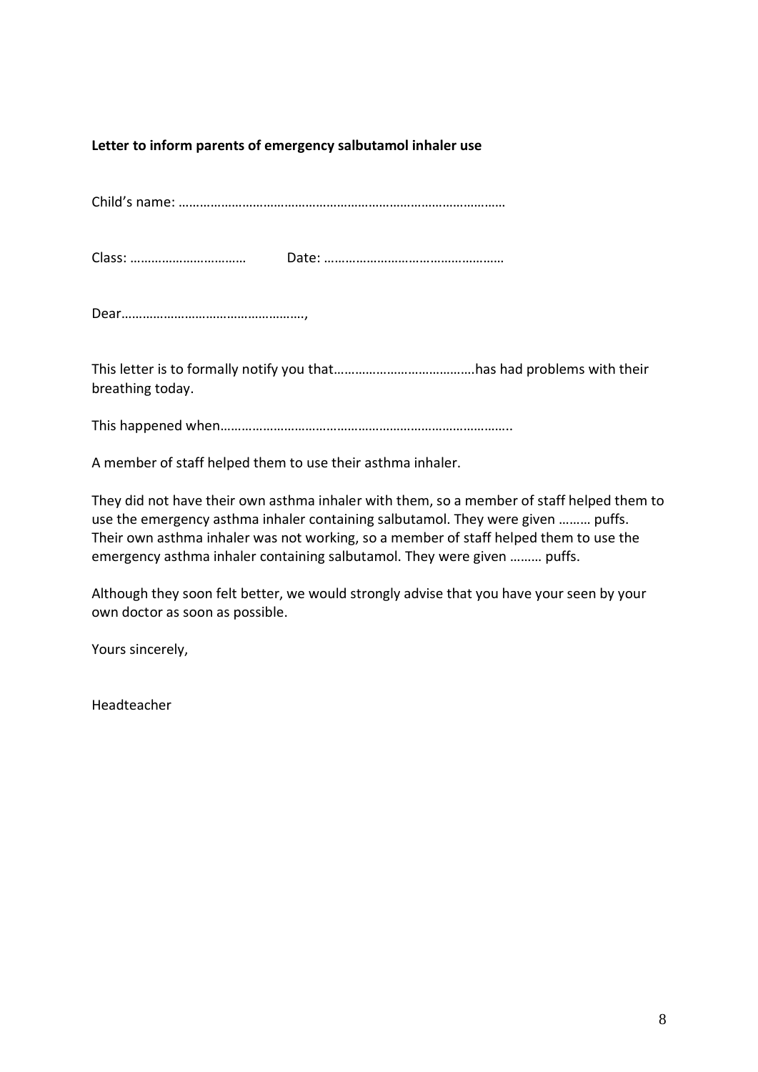**Letter to inform parents of emergency salbutamol inhaler use**

Child's name: ………………………………………………………………………………

Class: …………………………… Date: ……………………………………………

Dear……………………………………………,

This letter is to formally notify you that…………………………………has had problems with their breathing today.

This happened when……………………………………………………………………..

A member of staff helped them to use their asthma inhaler.

They did not have their own asthma inhaler with them, so a member of staff helped them to use the emergency asthma inhaler containing salbutamol. They were given ……… puffs.
Their own asthma inhaler was not working, so a member of staff helped them to use the emergency asthma inhaler containing salbutamol. They were given ……… puffs.

Although they soon felt better, we would strongly advise that you have your seen by your own doctor as soon as possible.

Yours sincerely,

Headteacher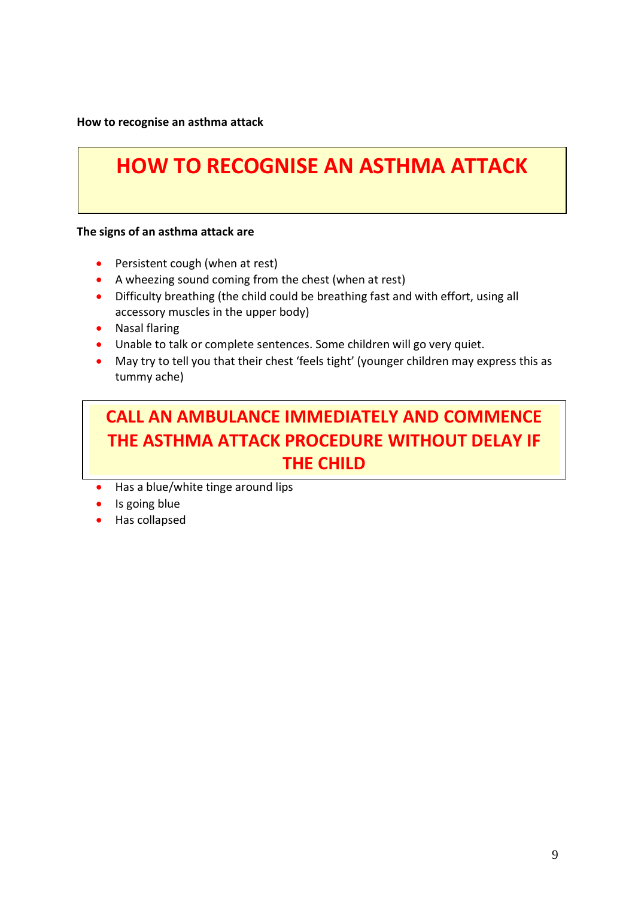**How to recognise an asthma attack**

# HOW TO RECOGNISE AN ASTHMA ATTACK

**The signs of an asthma attack are**

- Persistent cough (when at rest)
- A wheezing sound coming from the chest (when at rest)
- Difficulty breathing (the child could be breathing fast and with effort, using all accessory muscles in the upper body)
- Nasal flaring
- Unable to talk or complete sentences. Some children will go very quiet.
- May try to tell you that their chest 'feels tight' (younger children may express this as tummy ache)

## CALL AN AMBULANCE IMMEDIATELY AND COMMENCE THE ASTHMA ATTACK PROCEDURE WITHOUT DELAY IF THE CHILD

- Has a blue/white tinge around lips
- Is going blue
- Has collapsed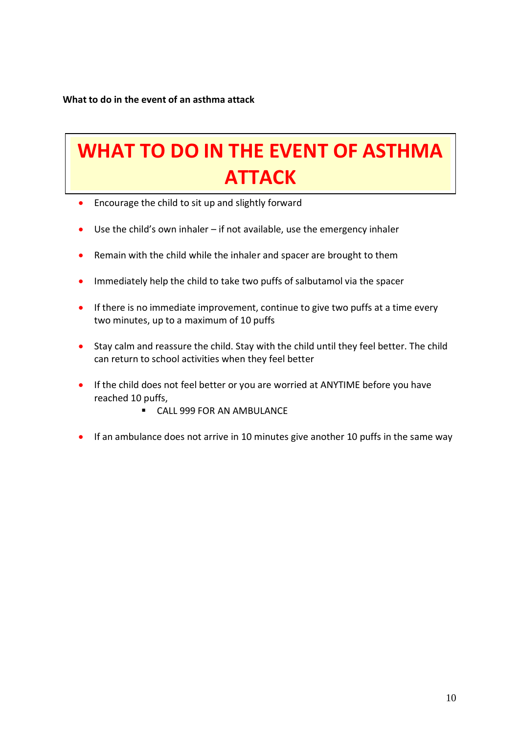**What to do in the event of an asthma attack**

# WHAT TO DO IN THE EVENT OF ASTHMA ATTACK

- Encourage the child to sit up and slightly forward
- Use the child's own inhaler – if not available, use the emergency inhaler
- Remain with the child while the inhaler and spacer are brought to them
- Immediately help the child to take two puffs of salbutamol via the spacer
- If there is no immediate improvement, continue to give two puffs at a time every two minutes, up to a maximum of 10 puffs
- Stay calm and reassure the child. Stay with the child until they feel better. The child can return to school activities when they feel better
- If the child does not feel better or you are worried at ANYTIME before you have reached 10 puffs,
  - CALL 999 FOR AN AMBULANCE
- If an ambulance does not arrive in 10 minutes give another 10 puffs in the same way